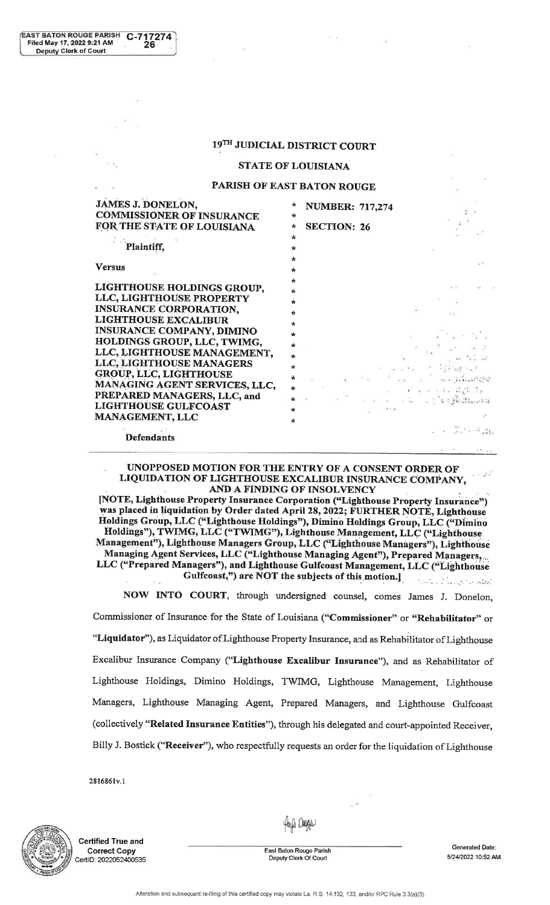EAST BATON ROUGE PARISH C-717274
Filed May 17, 2022 9:21 AM 26
Deputy Clerk of Court

# 19TH JUDICIAL DISTRICT COURT

## STATE OF LOUISIANA

## PARISH OF EAST BATON ROUGE

| | | |
|---|---|---|
| JAMES J. DONELON, COMMISSIONER OF INSURANCE FOR THE STATE OF LOUISIANA | * | NUMBER: 717,274 |
| | * | SECTION: 26 |
| Plaintiff, | * | |
| Versus | * | |
| LIGHTHOUSE HOLDINGS GROUP, LLC, LIGHTHOUSE PROPERTY INSURANCE CORPORATION, LIGHTHOUSE EXCALIBUR INSURANCE COMPANY, DIMINO HOLDINGS GROUP, LLC, TWIMG, LLC, LIGHTHOUSE MANAGEMENT, LLC, LIGHTHOUSE MANAGERS GROUP, LLC, LIGHTHOUSE MANAGING AGENT SERVICES, LLC, PREPARED MANAGERS, LLC, and LIGHTHOUSE GULFCOAST MANAGEMENT, LLC | * | |
| Defendants | | |

**UNOPPOSED MOTION FOR THE ENTRY OF A CONSENT ORDER OF LIQUIDATION OF LIGHTHOUSE EXCALIBUR INSURANCE COMPANY, AND A FINDING OF INSOLVENCY**

**[NOTE, Lighthouse Property Insurance Corporation ("Lighthouse Property Insurance") was placed in liquidation by Order dated April 28, 2022; FURTHER NOTE, Lighthouse Holdings Group, LLC ("Lighthouse Holdings"), Dimino Holdings Group, LLC ("Dimino Holdings"), TWIMG, LLC ("TWIMG"), Lighthouse Management, LLC ("Lighthouse Management"), Lighthouse Managers Group, LLC ("Lighthouse Managers"), Lighthouse Managing Agent Services, LLC ("Lighthouse Managing Agent"), Prepared Managers, LLC ("Prepared Managers"), and Lighthouse Gulfcoast Management, LLC ("Lighthouse Gulfcoast,") are NOT the subjects of this motion.]**

**NOW INTO COURT**, through undersigned counsel, comes James J. Donelon, Commissioner of Insurance for the State of Louisiana (**"Commissioner"** or **"Rehabilitator"** or **"Liquidator"**), as Liquidator of Lighthouse Property Insurance, and as Rehabilitator of Lighthouse Excalibur Insurance Company (**"Lighthouse Excalibur Insurance"**), and as Rehabilitator of Lighthouse Holdings, Dimino Holdings, TWIMG, Lighthouse Management, Lighthouse Managers, Lighthouse Managing Agent, Prepared Managers, and Lighthouse Gulfcoast (collectively **"Related Insurance Entities"**), through his delegated and court-appointed Receiver, Billy J. Bostick (**"Receiver"**), who respectfully requests an order for the liquidation of Lighthouse

2816861v.1

Certified True and Correct Copy
CertID: 2022052400535

East Baton Rouge Parish
Deputy Clerk Of Court

Generated Date: 5/24/2022 10:52 AM

Alteration and subsequent re-filing of this certified copy may violate La. R.S. 14:132, 133, and/or RPC Rule 3.3(a)(3).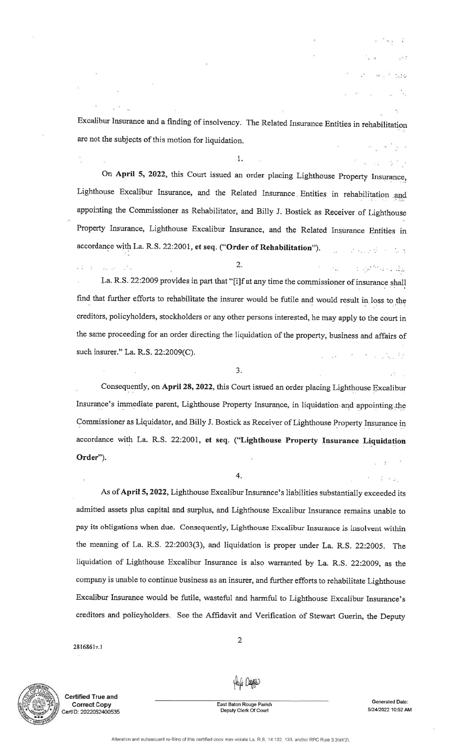Excalibur Insurance and a finding of insolvency. The Related Insurance Entities in rehabilitation are not the subjects of this motion for liquidation.

1.

On **April 5, 2022**, this Court issued an order placing Lighthouse Property Insurance, Lighthouse Excalibur Insurance, and the Related Insurance Entities in rehabilitation and appointing the Commissioner as Rehabilitator, and Billy J. Bostick as Receiver of Lighthouse Property Insurance, Lighthouse Excalibur Insurance, and the Related Insurance Entities in accordance with La. R.S. 22:2001, **et seq.** (**"Order of Rehabilitation"**).

2.

La. R.S. 22:2009 provides in part that "[i]f at any time the commissioner of insurance shall find that further efforts to rehabilitate the insurer would be futile and would result in loss to the creditors, policyholders, stockholders or any other persons interested, he may apply to the court in the same proceeding for an order directing the liquidation of the property, business and affairs of such insurer." La. R.S. 22:2009(C).

3.

Consequently, on **April 28, 2022**, this Court issued an order placing Lighthouse Excalibur Insurance's immediate parent, Lighthouse Property Insurance, in liquidation and appointing the Commissioner as Liquidator, and Billy J. Bostick as Receiver of Lighthouse Property Insurance in accordance with La. R.S. 22:2001, **et seq.** (**"Lighthouse Property Insurance Liquidation Order"**).

4.

As of **April 5, 2022**, Lighthouse Excalibur Insurance's liabilities substantially exceeded its admitted assets plus capital and surplus, and Lighthouse Excalibur Insurance remains unable to pay its obligations when due. Consequently, Lighthouse Excalibur Insurance is insolvent within the meaning of La. R.S. 22:2003(3), and liquidation is proper under La. R.S. 22:2005. The liquidation of Lighthouse Excalibur Insurance is also warranted by La. R.S. 22:2009, as the company is unable to continue business as an insurer, and further efforts to rehabilitate Lighthouse Excalibur Insurance would be futile, wasteful and harmful to Lighthouse Excalibur Insurance's creditors and policyholders. See the Affidavit and Verification of Stewart Guerin, the Deputy

2816861v.1

Certified True and Correct Copy CertID: 2022052400535

East Baton Rouge Parish Deputy Clerk Of Court

Generated Date: 5/24/2022 10:52 AM

Alteration and subsequent re-filing of this certified copy may violate La. R.S. 14:132, 133, and/or RPC Rule 3.3(a)(3).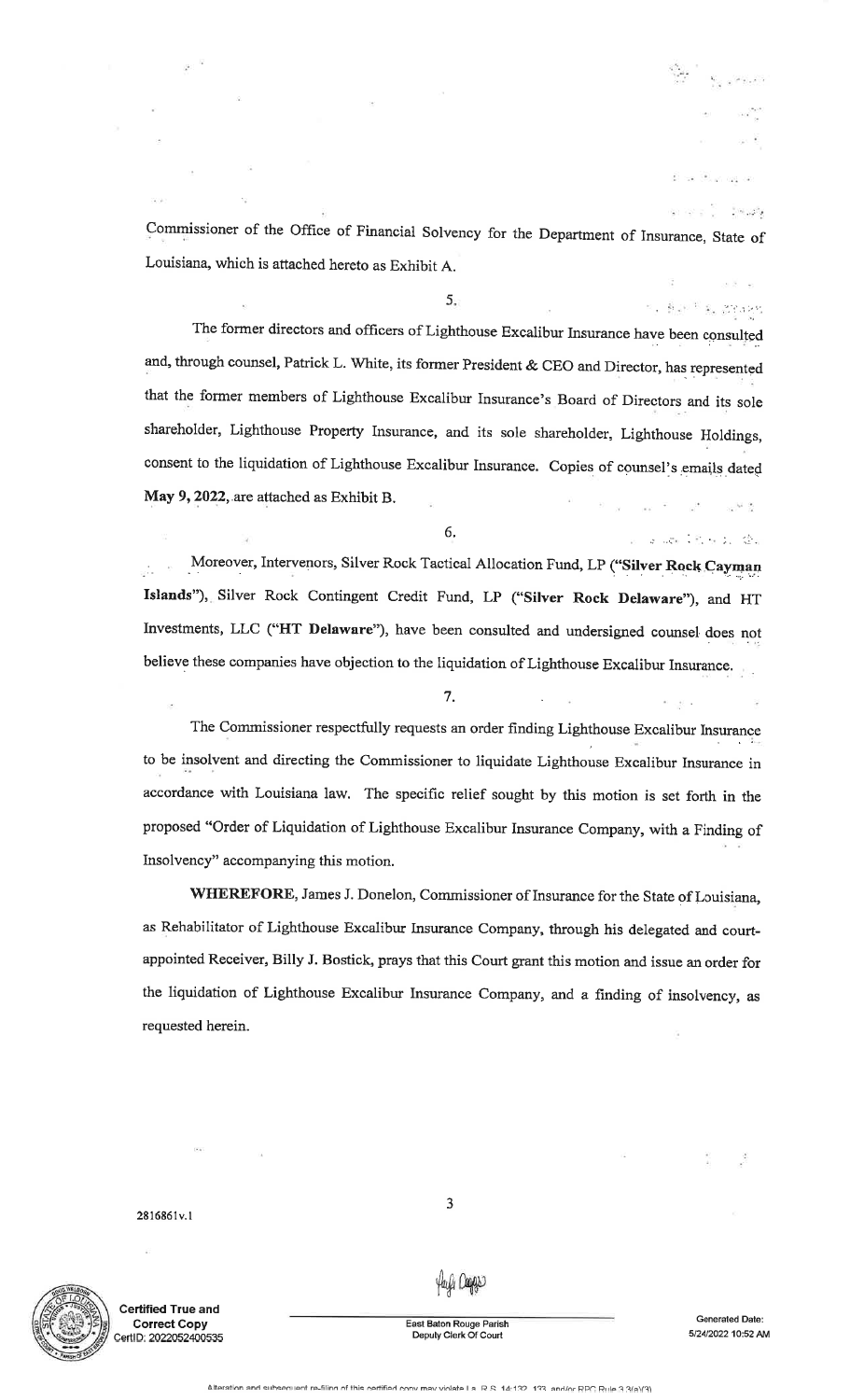Commissioner of the Office of Financial Solvency for the Department of Insurance, State of Louisiana, which is attached hereto as Exhibit A.

5.

The former directors and officers of Lighthouse Excalibur Insurance have been consulted and, through counsel, Patrick L. White, its former President & CEO and Director, has represented that the former members of Lighthouse Excalibur Insurance's Board of Directors and its sole shareholder, Lighthouse Property Insurance, and its sole shareholder, Lighthouse Holdings, consent to the liquidation of Lighthouse Excalibur Insurance. Copies of counsel's emails dated **May 9, 2022**, are attached as Exhibit B.

6.

Moreover, Intervenors, Silver Rock Tactical Allocation Fund, LP (**"Silver Rock Cayman Islands"**), Silver Rock Contingent Credit Fund, LP (**"Silver Rock Delaware"**), and HT Investments, LLC (**"HT Delaware"**), have been consulted and undersigned counsel does not believe these companies have objection to the liquidation of Lighthouse Excalibur Insurance.

7.

The Commissioner respectfully requests an order finding Lighthouse Excalibur Insurance to be insolvent and directing the Commissioner to liquidate Lighthouse Excalibur Insurance in accordance with Louisiana law. The specific relief sought by this motion is set forth in the proposed "Order of Liquidation of Lighthouse Excalibur Insurance Company, with a Finding of Insolvency" accompanying this motion.

**WHEREFORE**, James J. Donelon, Commissioner of Insurance for the State of Louisiana, as Rehabilitator of Lighthouse Excalibur Insurance Company, through his delegated and court-appointed Receiver, Billy J. Bostick, prays that this Court grant this motion and issue an order for the liquidation of Lighthouse Excalibur Insurance Company, and a finding of insolvency, as requested herein.

2816861v.1

Certified True and Correct Copy
CertID: 2022052400535

East Baton Rouge Parish
Deputy Clerk Of Court

Generated Date: 5/24/2022 10:52 AM

Alteration and subsequent re-filing of this certified copy may violate La. R.S. 14:132, 133, and/or RPC Rule 3.3(a)(3)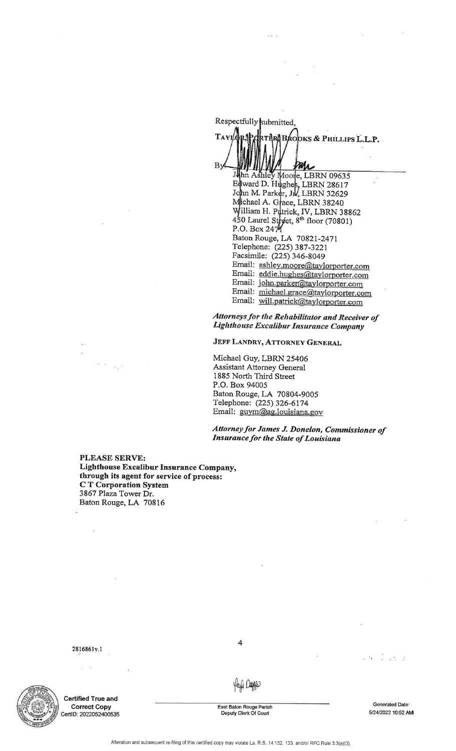Respectfully submitted,

**TAYLOR, PORTER, BROOKS & PHILLIPS L.L.P.**

By: ______________________________

John Ashley Moore, LBRN 09635
Edward D. Hughes, LBRN 28617
John M. Parker, Jr., LBRN 32629
Michael A. Grace, LBRN 38240
William H. Patrick, IV, LBRN 38862
450 Laurel Street, 8th floor (70801)
P.O. Box 2471
Baton Rouge, LA 70821-2471
Telephone: (225) 387-3221
Facsimile: (225) 346-8049
Email: ashley.moore@taylorporter.com
Email: eddie.hughes@taylorporter.com
Email: john.parker@taylorporter.com
Email: michael.grace@taylorporter.com
Email: will.patrick@taylorporter.com

***Attorneys for the Rehabilitator and Receiver of Lighthouse Excalibur Insurance Company***

**JEFF LANDRY, ATTORNEY GENERAL**

Michael Guy, LBRN 25406
Assistant Attorney General
1885 North Third Street
P.O. Box 94005
Baton Rouge, LA 70804-9005
Telephone: (225) 326-6174
Email: guym@ag.louisiana.gov

***Attorney for James J. Donelon, Commissioner of Insurance for the State of Louisiana***

**PLEASE SERVE:**
**Lighthouse Excalibur Insurance Company, through its agent for service of process:**
**C T Corporation System**
3867 Plaza Tower Dr.
Baton Rouge, LA 70816

2816861v.1

**Certified True and Correct Copy**
CertID: 2022052400535

East Baton Rouge Parish
Deputy Clerk Of Court

Generated Date:
5/24/2022 10:52 AM

Alteration and subsequent re-filing of this certified copy may violate La. R.S. 14:132, 133, and/or RPC Rule 3.3(a)(3).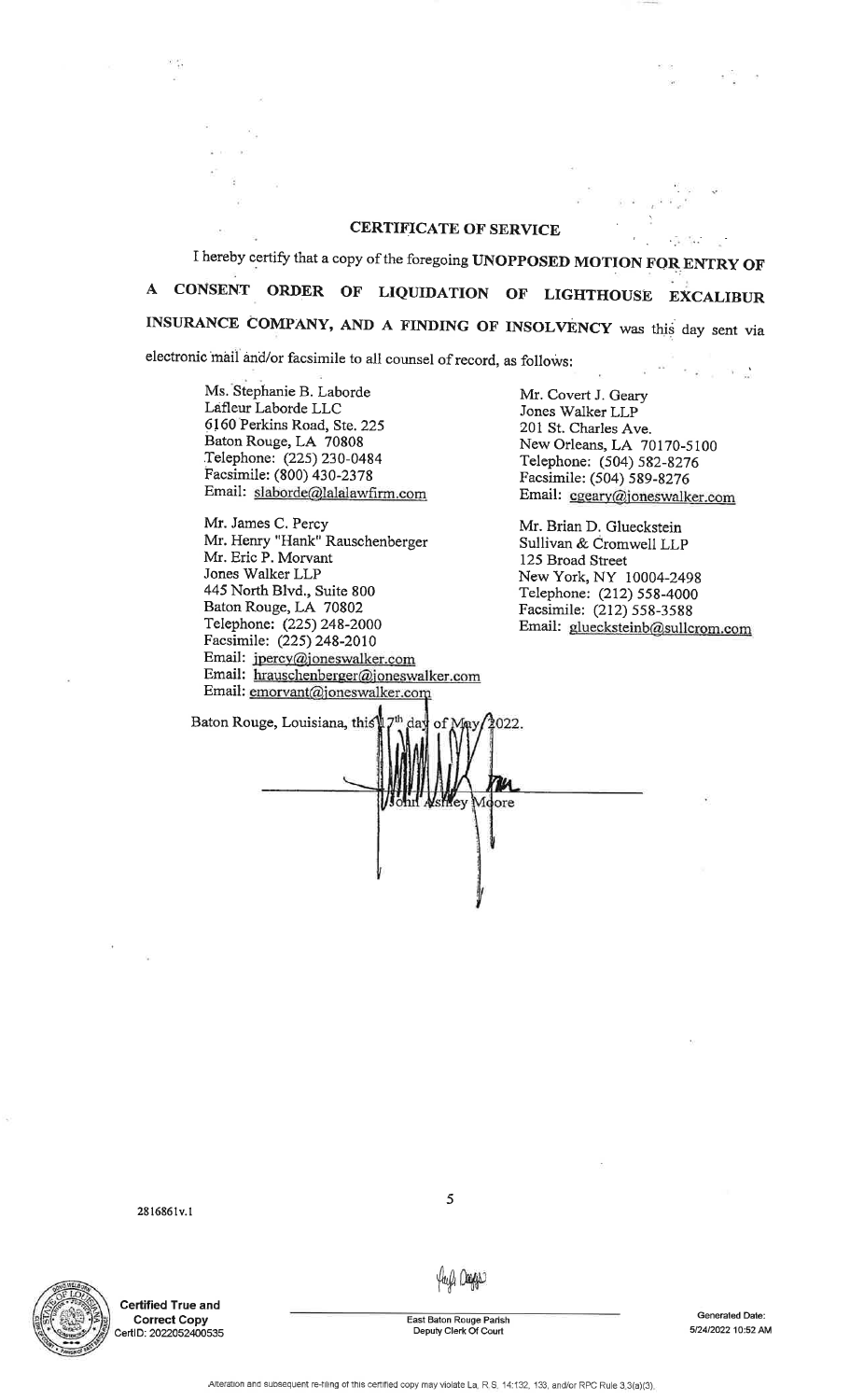## CERTIFICATE OF SERVICE

I hereby certify that a copy of the foregoing **UNOPPOSED MOTION FOR ENTRY OF A CONSENT ORDER OF LIQUIDATION OF LIGHTHOUSE EXCALIBUR INSURANCE COMPANY, AND A FINDING OF INSOLVENCY** was this day sent via electronic mail and/or facsimile to all counsel of record, as follows:

Ms. Stephanie B. Laborde
Lafleur Laborde LLC
6160 Perkins Road, Ste. 225
Baton Rouge, LA 70808
Telephone: (225) 230-0484
Facsimile: (800) 430-2378
Email: slaborde@lalalawfirm.com

Mr. James C. Percy
Mr. Henry "Hank" Rauschenberger
Mr. Eric P. Morvant
Jones Walker LLP
445 North Blvd., Suite 800
Baton Rouge, LA 70802
Telephone: (225) 248-2000
Facsimile: (225) 248-2010
Email: jpercy@joneswalker.com
Email: hrauschenberger@joneswalker.com
Email: emorvant@joneswalker.com

Mr. Covert J. Geary
Jones Walker LLP
201 St. Charles Ave.
New Orleans, LA 70170-5100
Telephone: (504) 582-8276
Facsimile: (504) 589-8276
Email: cgeary@joneswalker.com

Mr. Brian D. Glueckstein
Sullivan & Cromwell LLP
125 Broad Street
New York, NY 10004-2498
Telephone: (212) 558-4000
Facsimile: (212) 558-3588
Email: gluecksteinb@sullcrom.com

Baton Rouge, Louisiana, this 17th day of May, 2022.

John Ashley Moore

2816861v.1

Certified True and Correct Copy
CertID: 2022052400535

East Baton Rouge Parish
Deputy Clerk Of Court

Generated Date:
5/24/2022 10:52 AM

Alteration and subsequent re-filing of this certified copy may violate La. R.S. 14:132, 133, and/or RPC Rule 3.3(a)(3).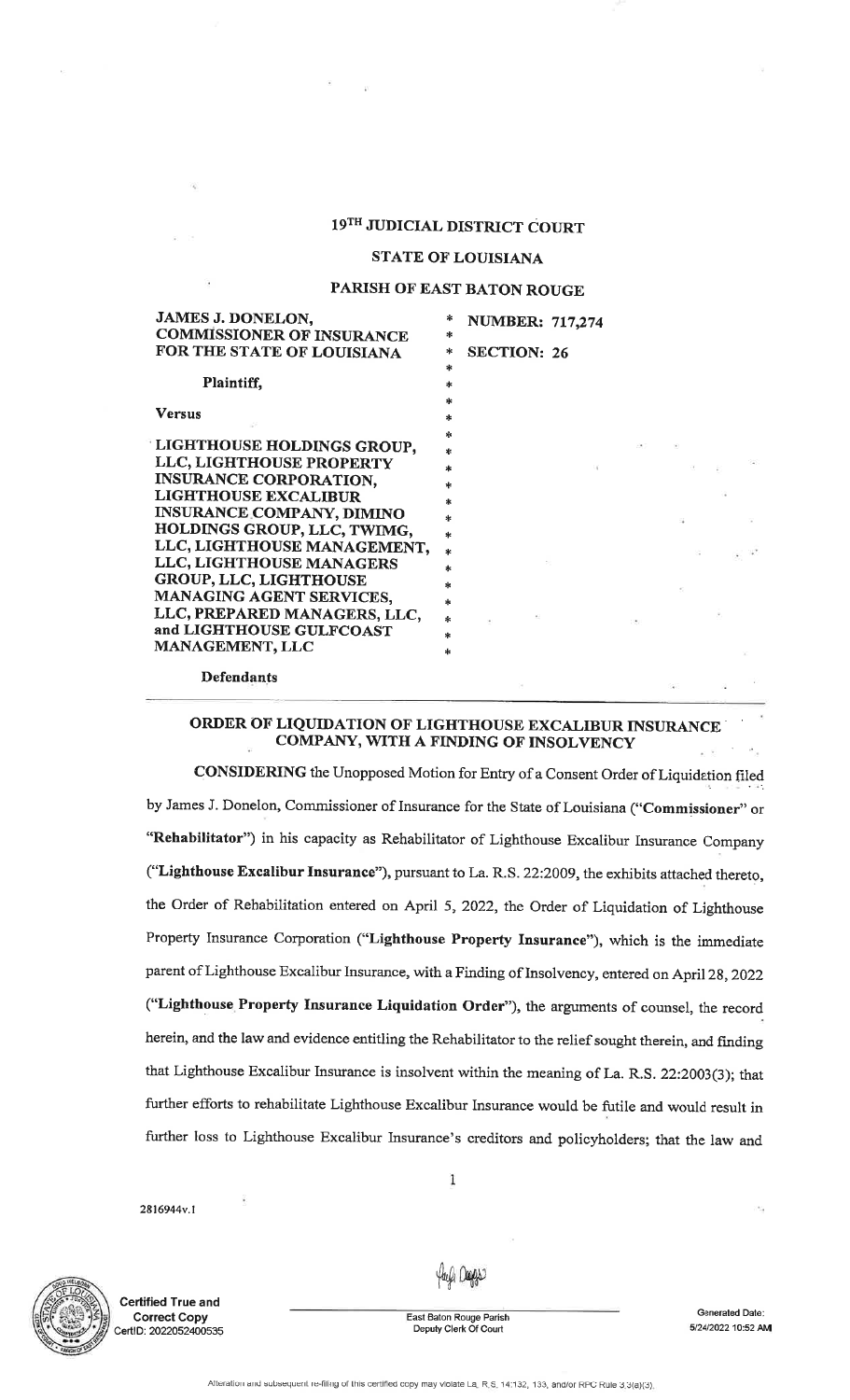**19TH JUDICIAL DISTRICT COURT**

**STATE OF LOUISIANA**

**PARISH OF EAST BATON ROUGE**

| | | |
|---|---|---|
| **JAMES J. DONELON, COMMISSIONER OF INSURANCE FOR THE STATE OF LOUISIANA** | * | **NUMBER: 717,274** |
| | * | **SECTION: 26** |
| **Plaintiff,** | * | |
| **Versus** | * | |
| **LIGHTHOUSE HOLDINGS GROUP, LLC, LIGHTHOUSE PROPERTY INSURANCE CORPORATION, LIGHTHOUSE EXCALIBUR INSURANCE COMPANY, DIMINO HOLDINGS GROUP, LLC, TWIMG, LLC, LIGHTHOUSE MANAGEMENT, LLC, LIGHTHOUSE MANAGERS GROUP, LLC, LIGHTHOUSE MANAGING AGENT SERVICES, LLC, PREPARED MANAGERS, LLC, and LIGHTHOUSE GULFCOAST MANAGEMENT, LLC** | * | |
| **Defendants** | | |

**ORDER OF LIQUIDATION OF LIGHTHOUSE EXCALIBUR INSURANCE COMPANY, WITH A FINDING OF INSOLVENCY**

**CONSIDERING** the Unopposed Motion for Entry of a Consent Order of Liquidation filed by James J. Donelon, Commissioner of Insurance for the State of Louisiana ("**Commissioner**" or "**Rehabilitator**") in his capacity as Rehabilitator of Lighthouse Excalibur Insurance Company ("**Lighthouse Excalibur Insurance**"), pursuant to La. R.S. 22:2009, the exhibits attached thereto, the Order of Rehabilitation entered on April 5, 2022, the Order of Liquidation of Lighthouse Property Insurance Corporation ("**Lighthouse Property Insurance**"), which is the immediate parent of Lighthouse Excalibur Insurance, with a Finding of Insolvency, entered on April 28, 2022 ("**Lighthouse Property Insurance Liquidation Order**"), the arguments of counsel, the record herein, and the law and evidence entitling the Rehabilitator to the relief sought therein, and finding that Lighthouse Excalibur Insurance is insolvent within the meaning of La. R.S. 22:2003(3); that further efforts to rehabilitate Lighthouse Excalibur Insurance would be futile and would result in further loss to Lighthouse Excalibur Insurance's creditors and policyholders; that the law and

2816944v.1

Certified True and Correct Copy
CertID: 2022052400535

East Baton Rouge Parish
Deputy Clerk Of Court

Generated Date: 5/24/2022 10:52 AM

Alteration and subsequent re-filing of this certified copy may violate La. R.S. 14:132, 133, and/or RPC Rule 3.3(a)(3).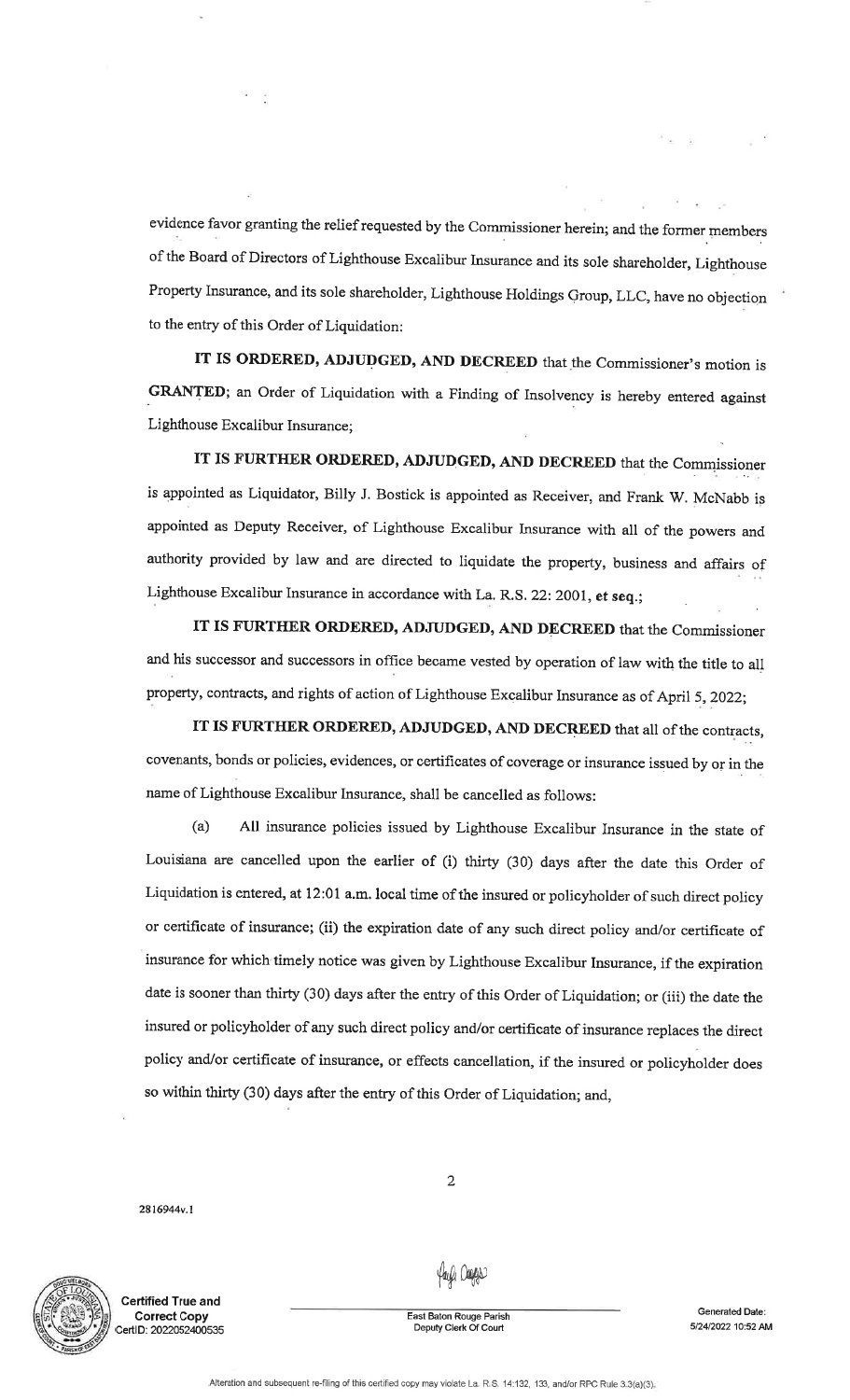evidence favor granting the relief requested by the Commissioner herein; and the former members of the Board of Directors of Lighthouse Excalibur Insurance and its sole shareholder, Lighthouse Property Insurance, and its sole shareholder, Lighthouse Holdings Group, LLC, have no objection to the entry of this Order of Liquidation:

**IT IS ORDERED, ADJUDGED, AND DECREED** that the Commissioner's motion is **GRANTED**; an Order of Liquidation with a Finding of Insolvency is hereby entered against Lighthouse Excalibur Insurance;

**IT IS FURTHER ORDERED, ADJUDGED, AND DECREED** that the Commissioner is appointed as Liquidator, Billy J. Bostick is appointed as Receiver, and Frank W. McNabb is appointed as Deputy Receiver, of Lighthouse Excalibur Insurance with all of the powers and authority provided by law and are directed to liquidate the property, business and affairs of Lighthouse Excalibur Insurance in accordance with La. R.S. 22: 2001, **et seq.**;

**IT IS FURTHER ORDERED, ADJUDGED, AND DECREED** that the Commissioner and his successor and successors in office became vested by operation of law with the title to all property, contracts, and rights of action of Lighthouse Excalibur Insurance as of April 5, 2022;

**IT IS FURTHER ORDERED, ADJUDGED, AND DECREED** that all of the contracts, covenants, bonds or policies, evidences, or certificates of coverage or insurance issued by or in the name of Lighthouse Excalibur Insurance, shall be cancelled as follows:

(a) All insurance policies issued by Lighthouse Excalibur Insurance in the state of Louisiana are cancelled upon the earlier of (i) thirty (30) days after the date this Order of Liquidation is entered, at 12:01 a.m. local time of the insured or policyholder of such direct policy or certificate of insurance; (ii) the expiration date of any such direct policy and/or certificate of insurance for which timely notice was given by Lighthouse Excalibur Insurance, if the expiration date is sooner than thirty (30) days after the entry of this Order of Liquidation; or (iii) the date the insured or policyholder of any such direct policy and/or certificate of insurance replaces the direct policy and/or certificate of insurance, or effects cancellation, if the insured or policyholder does so within thirty (30) days after the entry of this Order of Liquidation; and,

2816944v.1

Certified True and Correct Copy
CertID: 2022052400535

East Baton Rouge Parish
Deputy Clerk Of Court

Generated Date: 5/24/2022 10:52 AM

Alteration and subsequent re-filing of this certified copy may violate La. R.S. 14:132, 133, and/or RPC Rule 3.3(a)(3).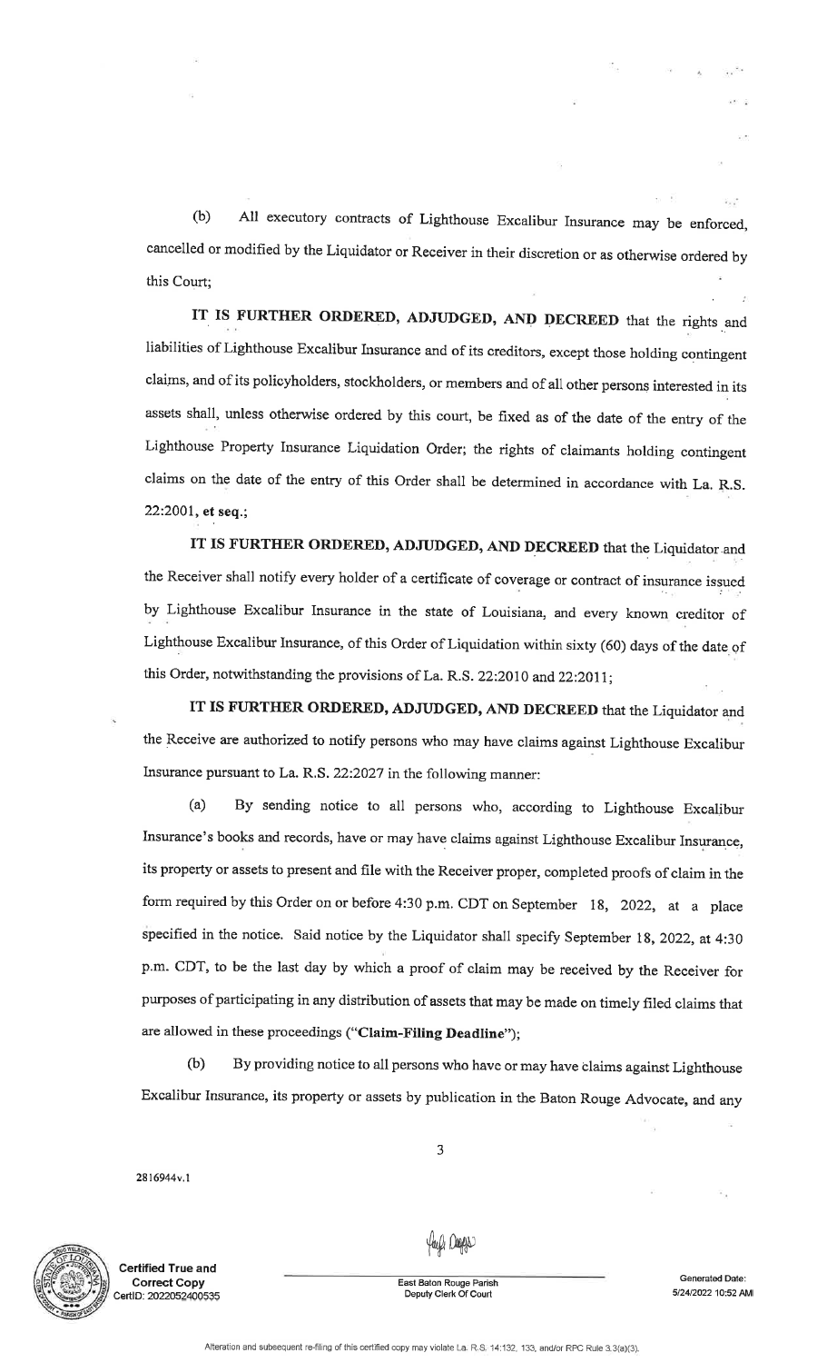(b) All executory contracts of Lighthouse Excalibur Insurance may be enforced, cancelled or modified by the Liquidator or Receiver in their discretion or as otherwise ordered by this Court;

**IT IS FURTHER ORDERED, ADJUDGED, AND DECREED** that the rights and liabilities of Lighthouse Excalibur Insurance and of its creditors, except those holding contingent claims, and of its policyholders, stockholders, or members and of all other persons interested in its assets shall, unless otherwise ordered by this court, be fixed as of the date of the entry of the Lighthouse Property Insurance Liquidation Order; the rights of claimants holding contingent claims on the date of the entry of this Order shall be determined in accordance with La. R.S. 22:2001, **et seq.**;

**IT IS FURTHER ORDERED, ADJUDGED, AND DECREED** that the Liquidator and the Receiver shall notify every holder of a certificate of coverage or contract of insurance issued by Lighthouse Excalibur Insurance in the state of Louisiana, and every known creditor of Lighthouse Excalibur Insurance, of this Order of Liquidation within sixty (60) days of the date of this Order, notwithstanding the provisions of La. R.S. 22:2010 and 22:2011;

**IT IS FURTHER ORDERED, ADJUDGED, AND DECREED** that the Liquidator and the Receive are authorized to notify persons who may have claims against Lighthouse Excalibur Insurance pursuant to La. R.S. 22:2027 in the following manner:

(a) By sending notice to all persons who, according to Lighthouse Excalibur Insurance's books and records, have or may have claims against Lighthouse Excalibur Insurance, its property or assets to present and file with the Receiver proper, completed proofs of claim in the form required by this Order on or before 4:30 p.m. CDT on September 18, 2022, at a place specified in the notice. Said notice by the Liquidator shall specify September 18, 2022, at 4:30 p.m. CDT, to be the last day by which a proof of claim may be received by the Receiver for purposes of participating in any distribution of assets that may be made on timely filed claims that are allowed in these proceedings ("**Claim-Filing Deadline**");

(b) By providing notice to all persons who have or may have claims against Lighthouse Excalibur Insurance, its property or assets by publication in the Baton Rouge Advocate, and any

2816944v.1

Certified True and Correct Copy
CertID: 2022052400535

East Baton Rouge Parish
Deputy Clerk Of Court

Generated Date: 5/24/2022 10:52 AM

Alteration and subsequent re-filing of this certified copy may violate La. R.S. 14:132, 133, and/or RPC Rule 3.3(a)(3).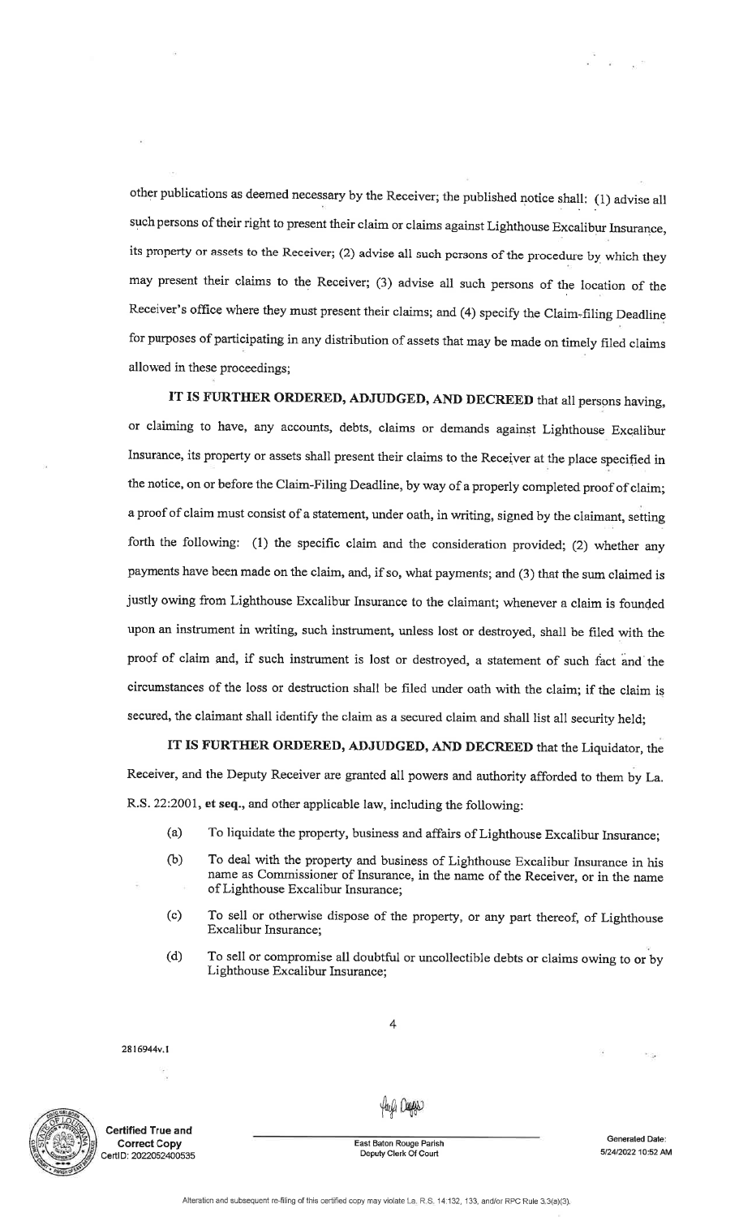other publications as deemed necessary by the Receiver; the published notice shall: (1) advise all such persons of their right to present their claim or claims against Lighthouse Excalibur Insurance, its property or assets to the Receiver; (2) advise all such persons of the procedure by which they may present their claims to the Receiver; (3) advise all such persons of the location of the Receiver's office where they must present their claims; and (4) specify the Claim-filing Deadline for purposes of participating in any distribution of assets that may be made on timely filed claims allowed in these proceedings;

**IT IS FURTHER ORDERED, ADJUDGED, AND DECREED** that all persons having, or claiming to have, any accounts, debts, claims or demands against Lighthouse Excalibur Insurance, its property or assets shall present their claims to the Receiver at the place specified in the notice, on or before the Claim-Filing Deadline, by way of a properly completed proof of claim; a proof of claim must consist of a statement, under oath, in writing, signed by the claimant, setting forth the following: (1) the specific claim and the consideration provided; (2) whether any payments have been made on the claim, and, if so, what payments; and (3) that the sum claimed is justly owing from Lighthouse Excalibur Insurance to the claimant; whenever a claim is founded upon an instrument in writing, such instrument, unless lost or destroyed, shall be filed with the proof of claim and, if such instrument is lost or destroyed, a statement of such fact and the circumstances of the loss or destruction shall be filed under oath with the claim; if the claim is secured, the claimant shall identify the claim as a secured claim and shall list all security held;

**IT IS FURTHER ORDERED, ADJUDGED, AND DECREED** that the Liquidator, the Receiver, and the Deputy Receiver are granted all powers and authority afforded to them by La. R.S. 22:2001, **et seq.**, and other applicable law, including the following:

(a) To liquidate the property, business and affairs of Lighthouse Excalibur Insurance;

(b) To deal with the property and business of Lighthouse Excalibur Insurance in his name as Commissioner of Insurance, in the name of the Receiver, or in the name of Lighthouse Excalibur Insurance;

(c) To sell or otherwise dispose of the property, or any part thereof, of Lighthouse Excalibur Insurance;

(d) To sell or compromise all doubtful or uncollectible debts or claims owing to or by Lighthouse Excalibur Insurance;

2816944v.1

Certified True and Correct Copy
CertID: 2022052400535

East Baton Rouge Parish
Deputy Clerk Of Court

Generated Date: 5/24/2022 10:52 AM

Alteration and subsequent re-filing of this certified copy may violate La. R.S. 14:132, 133, and/or RPC Rule 3.3(a)(3).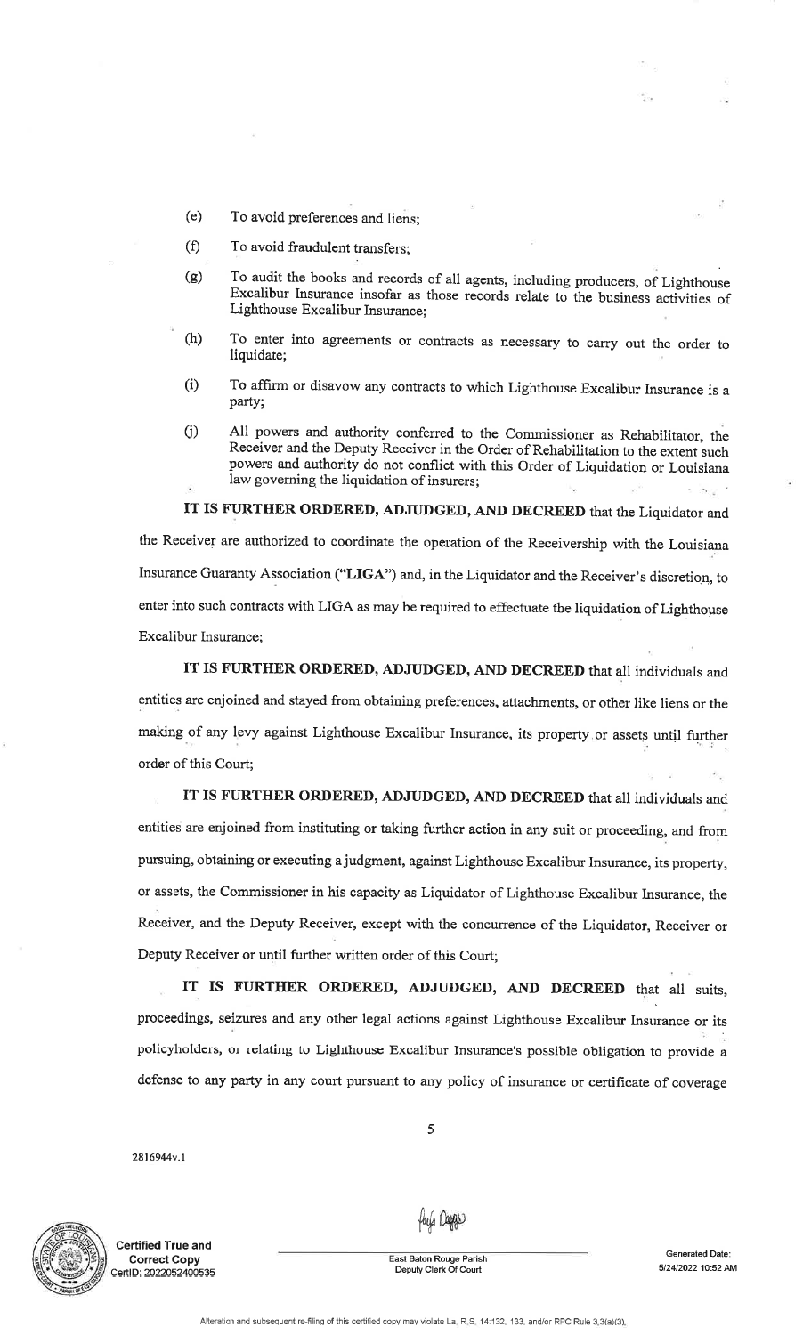(e) To avoid preferences and liens;

(f) To avoid fraudulent transfers;

(g) To audit the books and records of all agents, including producers, of Lighthouse Excalibur Insurance insofar as those records relate to the business activities of Lighthouse Excalibur Insurance;

(h) To enter into agreements or contracts as necessary to carry out the order to liquidate;

(i) To affirm or disavow any contracts to which Lighthouse Excalibur Insurance is a party;

(j) All powers and authority conferred to the Commissioner as Rehabilitator, the Receiver and the Deputy Receiver in the Order of Rehabilitation to the extent such powers and authority do not conflict with this Order of Liquidation or Louisiana law governing the liquidation of insurers;

**IT IS FURTHER ORDERED, ADJUDGED, AND DECREED** that the Liquidator and the Receiver are authorized to coordinate the operation of the Receivership with the Louisiana Insurance Guaranty Association ("**LIGA**") and, in the Liquidator and the Receiver's discretion, to enter into such contracts with LIGA as may be required to effectuate the liquidation of Lighthouse Excalibur Insurance;

**IT IS FURTHER ORDERED, ADJUDGED, AND DECREED** that all individuals and entities are enjoined and stayed from obtaining preferences, attachments, or other like liens or the making of any levy against Lighthouse Excalibur Insurance, its property or assets until further order of this Court;

**IT IS FURTHER ORDERED, ADJUDGED, AND DECREED** that all individuals and entities are enjoined from instituting or taking further action in any suit or proceeding, and from pursuing, obtaining or executing a judgment, against Lighthouse Excalibur Insurance, its property, or assets, the Commissioner in his capacity as Liquidator of Lighthouse Excalibur Insurance, the Receiver, and the Deputy Receiver, except with the concurrence of the Liquidator, Receiver or Deputy Receiver or until further written order of this Court;

**IT IS FURTHER ORDERED, ADJUDGED, AND DECREED** that all suits, proceedings, seizures and any other legal actions against Lighthouse Excalibur Insurance or its policyholders, or relating to Lighthouse Excalibur Insurance's possible obligation to provide a defense to any party in any court pursuant to any policy of insurance or certificate of coverage

2816944v.1

Certified True and Correct Copy
CertID: 2022052400535

East Baton Rouge Parish
Deputy Clerk Of Court

Generated Date:
5/24/2022 10:52 AM

Alteration and subsequent re-filing of this certified copy may violate La. R.S. 14:132, 133, and/or RPC Rule 3.3(a)(3).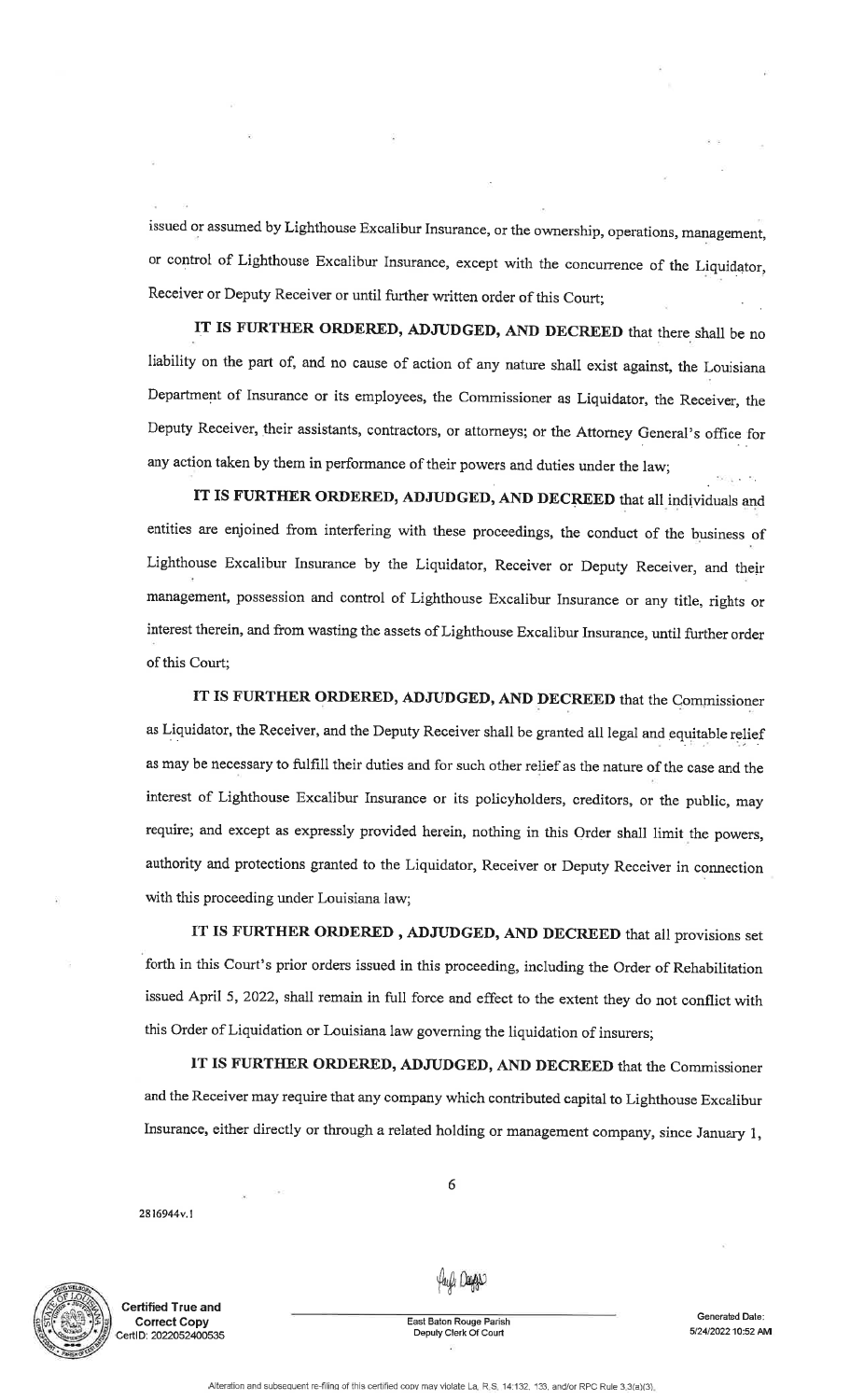issued or assumed by Lighthouse Excalibur Insurance, or the ownership, operations, management, or control of Lighthouse Excalibur Insurance, except with the concurrence of the Liquidator, Receiver or Deputy Receiver or until further written order of this Court;

**IT IS FURTHER ORDERED, ADJUDGED, AND DECREED** that there shall be no liability on the part of, and no cause of action of any nature shall exist against, the Louisiana Department of Insurance or its employees, the Commissioner as Liquidator, the Receiver, the Deputy Receiver, their assistants, contractors, or attorneys; or the Attorney General's office for any action taken by them in performance of their powers and duties under the law;

**IT IS FURTHER ORDERED, ADJUDGED, AND DECREED** that all individuals and entities are enjoined from interfering with these proceedings, the conduct of the business of Lighthouse Excalibur Insurance by the Liquidator, Receiver or Deputy Receiver, and their management, possession and control of Lighthouse Excalibur Insurance or any title, rights or interest therein, and from wasting the assets of Lighthouse Excalibur Insurance, until further order of this Court;

**IT IS FURTHER ORDERED, ADJUDGED, AND DECREED** that the Commissioner as Liquidator, the Receiver, and the Deputy Receiver shall be granted all legal and equitable relief as may be necessary to fulfill their duties and for such other relief as the nature of the case and the interest of Lighthouse Excalibur Insurance or its policyholders, creditors, or the public, may require; and except as expressly provided herein, nothing in this Order shall limit the powers, authority and protections granted to the Liquidator, Receiver or Deputy Receiver in connection with this proceeding under Louisiana law;

**IT IS FURTHER ORDERED , ADJUDGED, AND DECREED** that all provisions set forth in this Court's prior orders issued in this proceeding, including the Order of Rehabilitation issued April 5, 2022, shall remain in full force and effect to the extent they do not conflict with this Order of Liquidation or Louisiana law governing the liquidation of insurers;

**IT IS FURTHER ORDERED, ADJUDGED, AND DECREED** that the Commissioner and the Receiver may require that any company which contributed capital to Lighthouse Excalibur Insurance, either directly or through a related holding or management company, since January 1,

2816944v.1

Certified True and Correct Copy
CertID: 2022052400535

East Baton Rouge Parish
Deputy Clerk Of Court

Generated Date:
5/24/2022 10:52 AM

Alteration and subsequent re-filing of this certified copy may violate La. R.S. 14:132, 133, and/or RPC Rule 3.3(a)(3).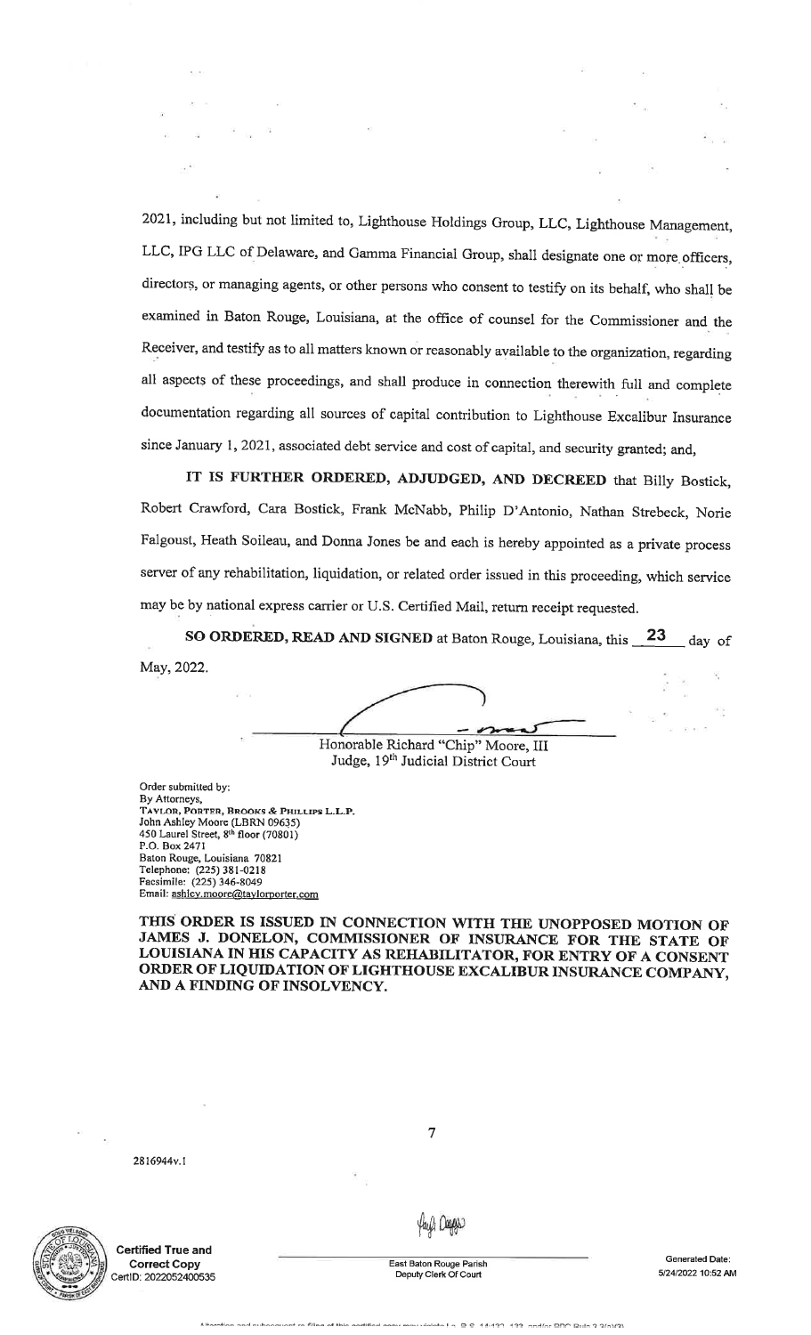2021, including but not limited to, Lighthouse Holdings Group, LLC, Lighthouse Management, LLC, IPG LLC of Delaware, and Gamma Financial Group, shall designate one or more officers, directors, or managing agents, or other persons who consent to testify on its behalf, who shall be examined in Baton Rouge, Louisiana, at the office of counsel for the Commissioner and the Receiver, and testify as to all matters known or reasonably available to the organization, regarding all aspects of these proceedings, and shall produce in connection therewith full and complete documentation regarding all sources of capital contribution to Lighthouse Excalibur Insurance since January 1, 2021, associated debt service and cost of capital, and security granted; and,

**IT IS FURTHER ORDERED, ADJUDGED, AND DECREED** that Billy Bostick, Robert Crawford, Cara Bostick, Frank McNabb, Philip D'Antonio, Nathan Strebeck, Norie Falgoust, Heath Soileau, and Donna Jones be and each is hereby appointed as a private process server of any rehabilitation, liquidation, or related order issued in this proceeding, which service may be by national express carrier or U.S. Certified Mail, return receipt requested.

**SO ORDERED, READ AND SIGNED** at Baton Rouge, Louisiana, this **23** day of May, 2022.

Honorable Richard "Chip" Moore, III
Judge, 19th Judicial District Court

Order submitted by:
By Attorneys,
TAYLOR, PORTER, BROOKS & PHILLIPS L.L.P.
John Ashley Moore (LBRN 09635)
450 Laurel Street, 8th floor (70801)
P.O. Box 2471
Baton Rouge, Louisiana 70821
Telephone: (225) 381-0218
Facsimile: (225) 346-8049
Email: ashley.moore@taylorporter.com

**THIS ORDER IS ISSUED IN CONNECTION WITH THE UNOPPOSED MOTION OF JAMES J. DONELON, COMMISSIONER OF INSURANCE FOR THE STATE OF LOUISIANA IN HIS CAPACITY AS REHABILITATOR, FOR ENTRY OF A CONSENT ORDER OF LIQUIDATION OF LIGHTHOUSE EXCALIBUR INSURANCE COMPANY, AND A FINDING OF INSOLVENCY.**

2816944v.1

Certified True and Correct Copy
CertID: 2022052400535

East Baton Rouge Parish
Deputy Clerk Of Court

Generated Date: 5/24/2022 10:52 AM